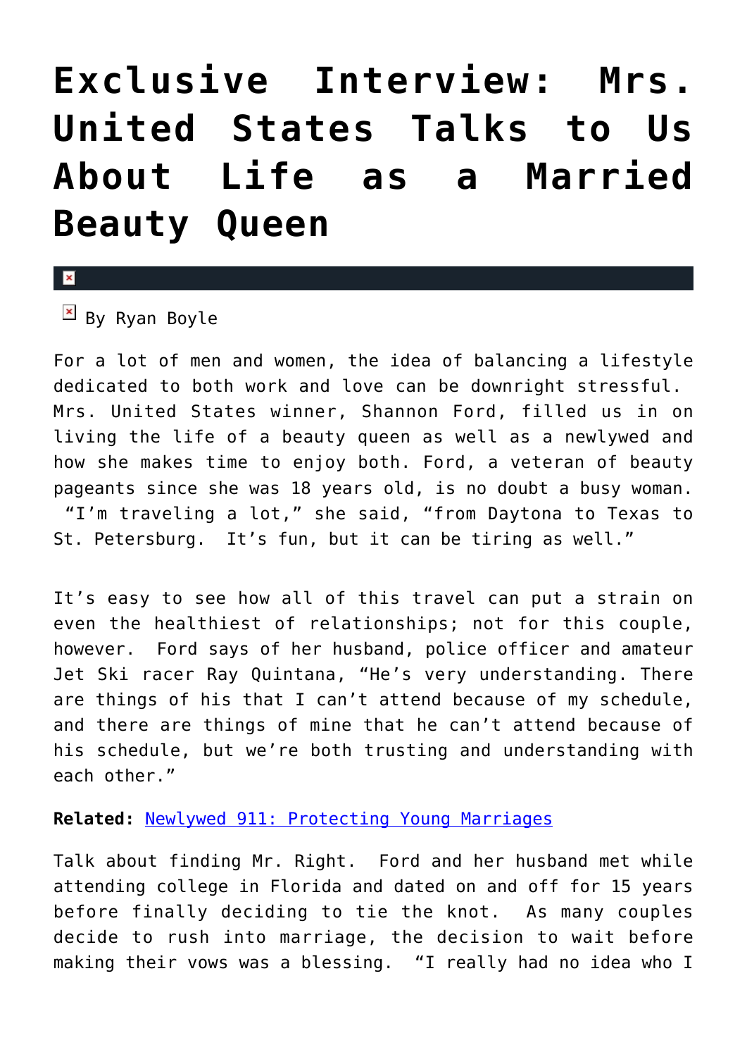# Exclusive Interview: Mrs. United States Talks to Us About Life as a Married Beauty Queen

By Ryan Boyle

For a lot of men and women, the idea of balancing a lifestyle dedicated to both work and love can be downright stressful. Mrs. United States winner, Shannon Ford, filled us in on living the life of a beauty queen as well as a newlywed and how she makes time to enjoy both. Ford, a veteran of beauty pageants since she was 18 years old, is no doubt a busy woman. "I'm traveling a lot," she said, "from Daytona to Texas to St. Petersburg. It's fun, but it can be tiring as well."

It's easy to see how all of this travel can put a strain on even the healthiest of relationships; not for this couple, however. Ford says of her husband, police officer and amateur Jet Ski racer Ray Quintana, "He's very understanding. There are things of his that I can't attend because of my schedule, and there are things of mine that he can't attend because of his schedule, but we're both trusting and understanding with each other."

**Related:** Newlywed 911: Protecting Young Marriages

Talk about finding Mr. Right. Ford and her husband met while attending college in Florida and dated on and off for 15 years before finally deciding to tie the knot. As many couples decide to rush into marriage, the decision to wait before making their vows was a blessing. "I really had no idea who I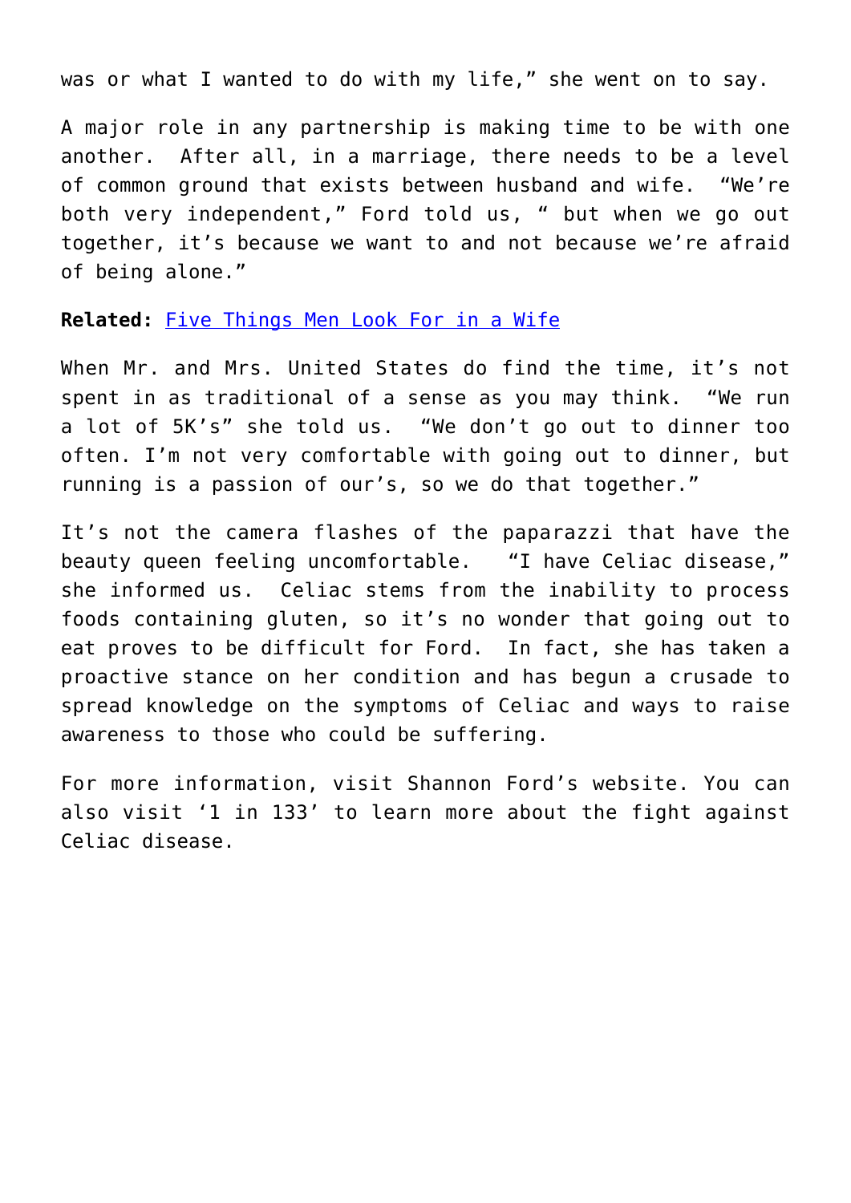was or what I wanted to do with my life," she went on to say.

A major role in any partnership is making time to be with one another. After all, in a marriage, there needs to be a level of common ground that exists between husband and wife. "We're both very independent," Ford told us, " but when we go out together, it's because we want to and not because we're afraid of being alone."

**Related:** Five Things Men Look For in a Wife

When Mr. and Mrs. United States do find the time, it's not spent in as traditional of a sense as you may think. "We run a lot of 5K's" she told us. "We don't go out to dinner too often. I'm not very comfortable with going out to dinner, but running is a passion of our's, so we do that together."

It's not the camera flashes of the paparazzi that have the beauty queen feeling uncomfortable. "I have Celiac disease," she informed us. Celiac stems from the inability to process foods containing gluten, so it's no wonder that going out to eat proves to be difficult for Ford. In fact, she has taken a proactive stance on her condition and has begun a crusade to spread knowledge on the symptoms of Celiac and ways to raise awareness to those who could be suffering.

For more information, visit Shannon Ford's website. You can also visit '1 in 133' to learn more about the fight against Celiac disease.